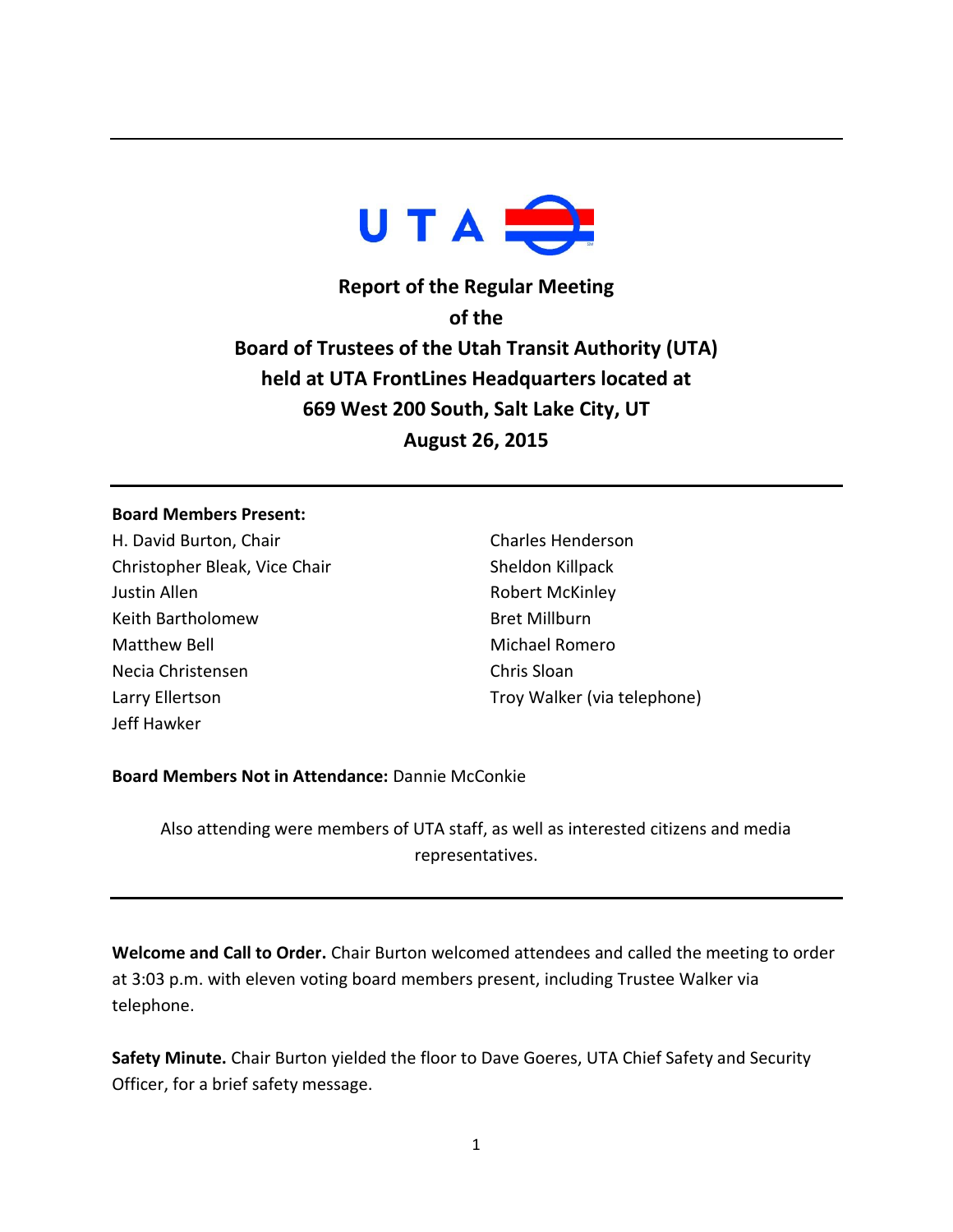UTA

# Report of the Regular Meeting of the Board of Trustees of the Utah Transit Authority (UTA) held at UTA FrontLines Headquarters located at 669 West 200 South, Salt Lake City, UT

## August 26, 2015

---

**Board Members Present:**

H. David Burton, Chair
Christopher Bleak, Vice Chair
Justin Allen
Keith Bartholomew
Matthew Bell
Necia Christensen
Larry Ellertson
Jeff Hawker
Charles Henderson
Sheldon Killpack
Robert McKinley
Bret Millburn
Michael Romero
Chris Sloan
Troy Walker (via telephone)

**Board Members Not in Attendance:** Dannie McConkie

Also attending were members of UTA staff, as well as interested citizens and media representatives.

---

**Welcome and Call to Order.** Chair Burton welcomed attendees and called the meeting to order at 3:03 p.m. with eleven voting board members present, including Trustee Walker via telephone.

**Safety Minute.** Chair Burton yielded the floor to Dave Goeres, UTA Chief Safety and Security Officer, for a brief safety message.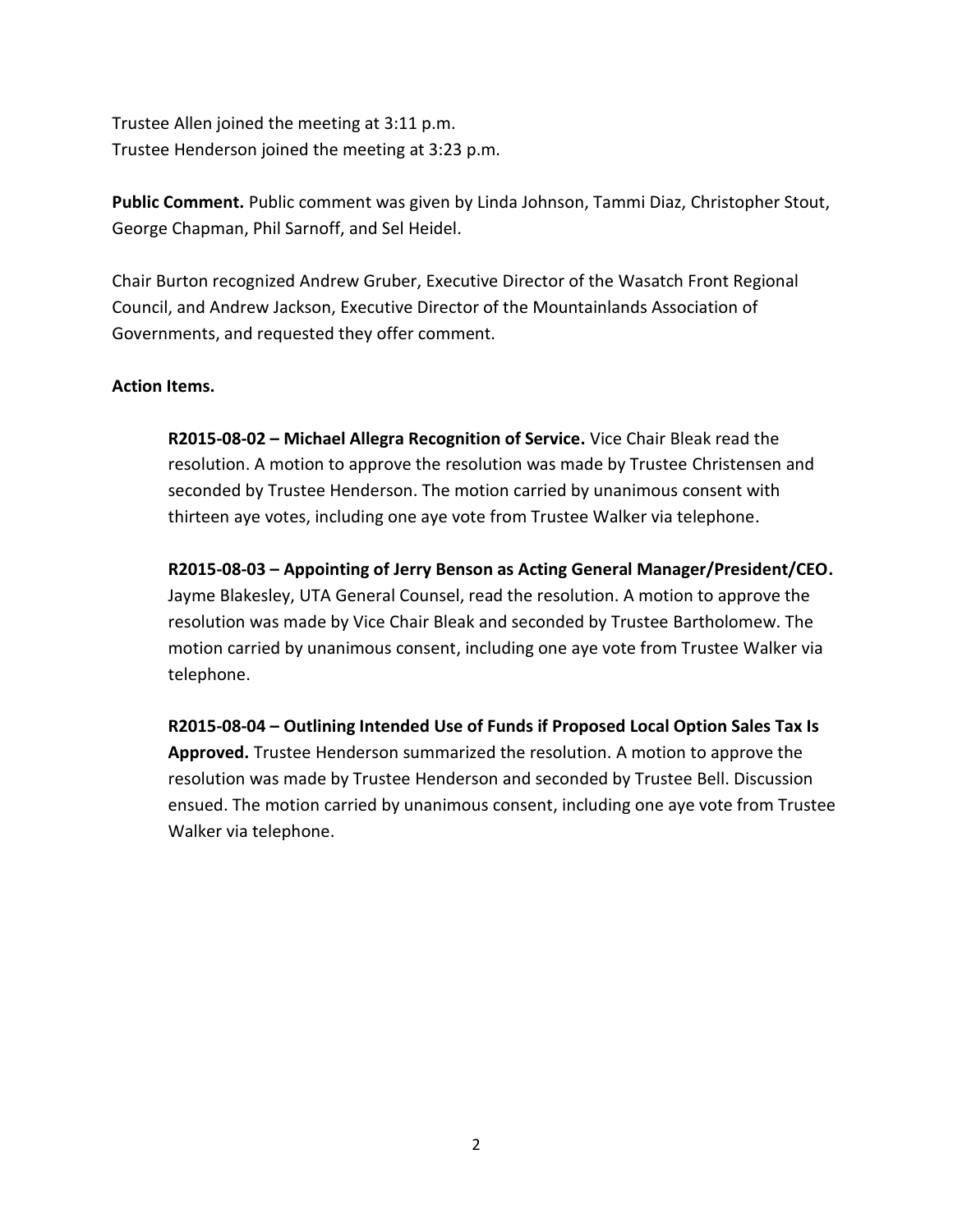Trustee Allen joined the meeting at 3:11 p.m.
Trustee Henderson joined the meeting at 3:23 p.m.

**Public Comment.** Public comment was given by Linda Johnson, Tammi Diaz, Christopher Stout, George Chapman, Phil Sarnoff, and Sel Heidel.

Chair Burton recognized Andrew Gruber, Executive Director of the Wasatch Front Regional Council, and Andrew Jackson, Executive Director of the Mountainlands Association of Governments, and requested they offer comment.

**Action Items.**

**R2015-08-02 – Michael Allegra Recognition of Service.** Vice Chair Bleak read the resolution. A motion to approve the resolution was made by Trustee Christensen and seconded by Trustee Henderson. The motion carried by unanimous consent with thirteen aye votes, including one aye vote from Trustee Walker via telephone.

**R2015-08-03 – Appointing of Jerry Benson as Acting General Manager/President/CEO.** Jayme Blakesley, UTA General Counsel, read the resolution. A motion to approve the resolution was made by Vice Chair Bleak and seconded by Trustee Bartholomew. The motion carried by unanimous consent, including one aye vote from Trustee Walker via telephone.

**R2015-08-04 – Outlining Intended Use of Funds if Proposed Local Option Sales Tax Is Approved.** Trustee Henderson summarized the resolution. A motion to approve the resolution was made by Trustee Henderson and seconded by Trustee Bell. Discussion ensued. The motion carried by unanimous consent, including one aye vote from Trustee Walker via telephone.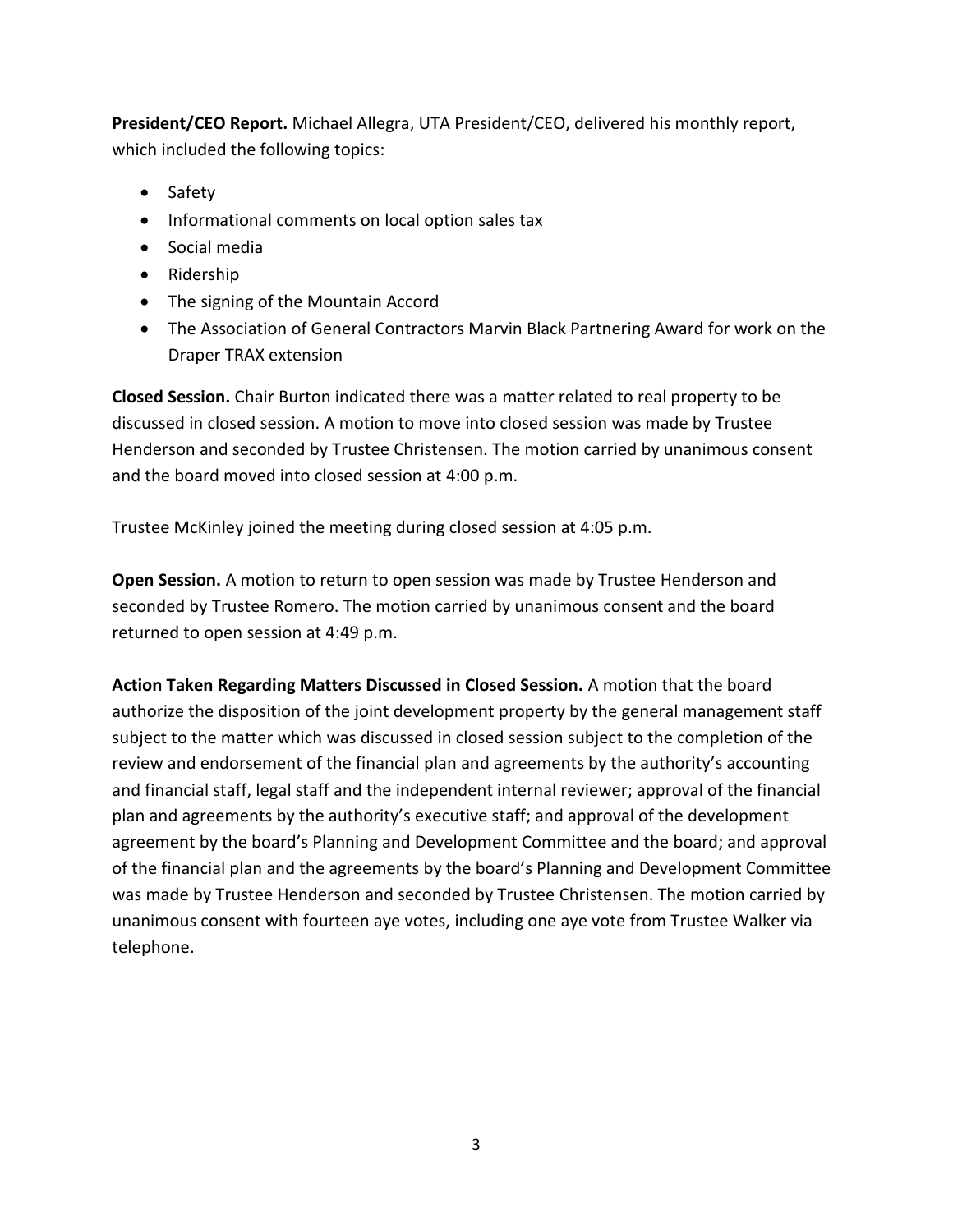**President/CEO Report.** Michael Allegra, UTA President/CEO, delivered his monthly report, which included the following topics:

- Safety
- Informational comments on local option sales tax
- Social media
- Ridership
- The signing of the Mountain Accord
- The Association of General Contractors Marvin Black Partnering Award for work on the Draper TRAX extension

**Closed Session.** Chair Burton indicated there was a matter related to real property to be discussed in closed session. A motion to move into closed session was made by Trustee Henderson and seconded by Trustee Christensen. The motion carried by unanimous consent and the board moved into closed session at 4:00 p.m.

Trustee McKinley joined the meeting during closed session at 4:05 p.m.

**Open Session.** A motion to return to open session was made by Trustee Henderson and seconded by Trustee Romero. The motion carried by unanimous consent and the board returned to open session at 4:49 p.m.

**Action Taken Regarding Matters Discussed in Closed Session.** A motion that the board authorize the disposition of the joint development property by the general management staff subject to the matter which was discussed in closed session subject to the completion of the review and endorsement of the financial plan and agreements by the authority's accounting and financial staff, legal staff and the independent internal reviewer; approval of the financial plan and agreements by the authority's executive staff; and approval of the development agreement by the board's Planning and Development Committee and the board; and approval of the financial plan and the agreements by the board's Planning and Development Committee was made by Trustee Henderson and seconded by Trustee Christensen. The motion carried by unanimous consent with fourteen aye votes, including one aye vote from Trustee Walker via telephone.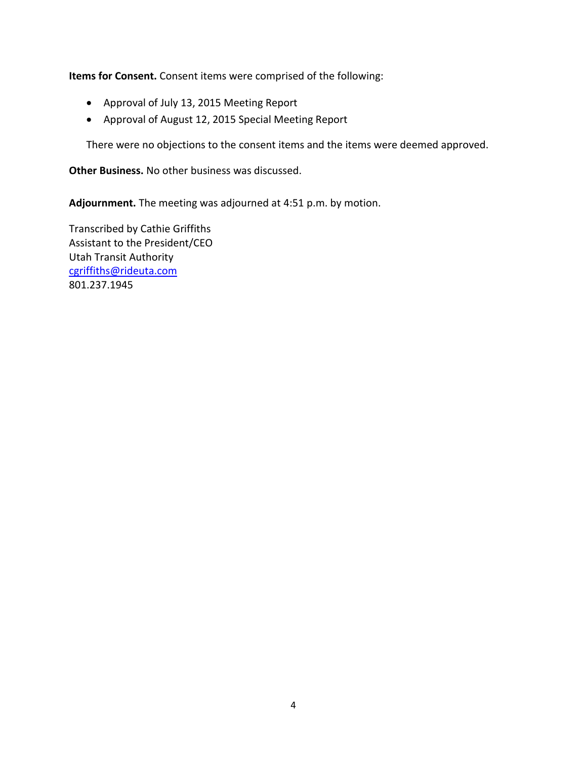**Items for Consent.** Consent items were comprised of the following:

- Approval of July 13, 2015 Meeting Report
- Approval of August 12, 2015 Special Meeting Report

There were no objections to the consent items and the items were deemed approved.

**Other Business.** No other business was discussed.

**Adjournment.** The meeting was adjourned at 4:51 p.m. by motion.

Transcribed by Cathie Griffiths
Assistant to the President/CEO
Utah Transit Authority
cgriffiths@rideuta.com
801.237.1945